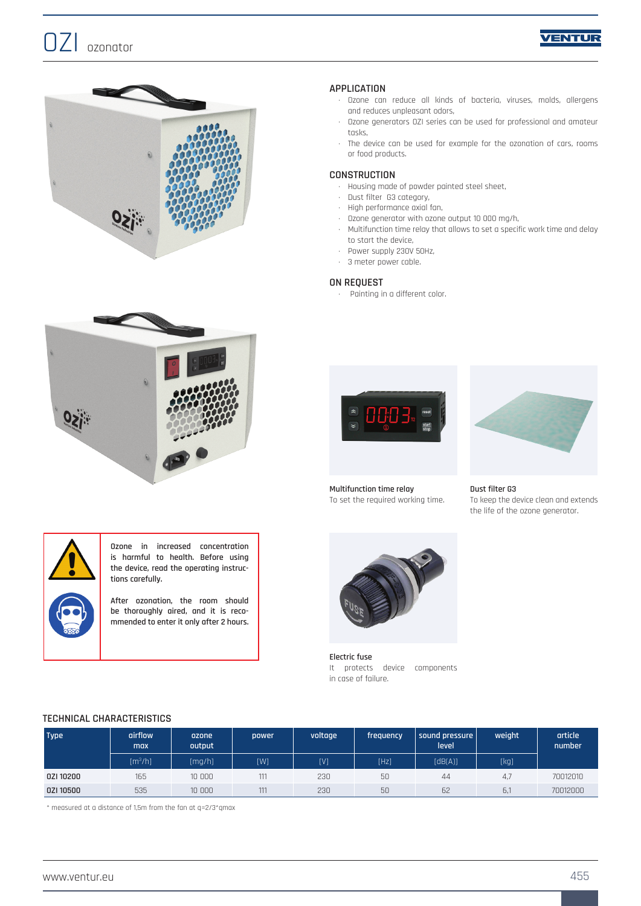# OZI ozonator

## APPLICATION

- Ozone can reduce all kinds of bacteria, viruses, molds, allergens and reduces unpleasant odors,
- Ozone generators OZI series can be used for professional and amateur tasks,
- The device can be used for example for the ozonation of cars, rooms or food products.

## CONSTRUCTION

- Housing made of powder painted steel sheet,
- Dust filter G3 category,
- High performance axial fan,
- Ozone generator with ozone output 10 000 mg/h,
- Multifunction time relay that allows to set a specific work time and delay to start the device,
- Power supply 230V 50Hz,
- 3 meter power cable.

## ON REQUEST

- Painting in a different color.

**Multifunction time relay**
To set the required working time.

**Dust filter G3**
To keep the device clean and extends the life of the ozone generator.

**Electric fuse**
It protects device components in case of failure.

Ozone in increased concentration is harmful to health. Before using the device, read the operating instructions carefully.

After ozonation, the room should be thoroughly aired, and it is recommended to enter it only after 2 hours.

## TECHNICAL CHARACTERISTICS

| Type | airflow max | ozone output | power | voltage | frequency | sound pressure level | weight | article number |
|---|---|---|---|---|---|---|---|---|
| | [m³/h] | [mg/h] | [W] | [V] | [Hz] | [dB(A)] | [kg] | |
| OZI 10200 | 165 | 10 000 | 111 | 230 | 50 | 44 | 4,7 | 70012010 |
| OZI 10500 | 535 | 10 000 | 111 | 230 | 50 | 62 | 6,1 | 70012000 |

* measured at a distance of 1,5m from the fan at q=2/3*qmax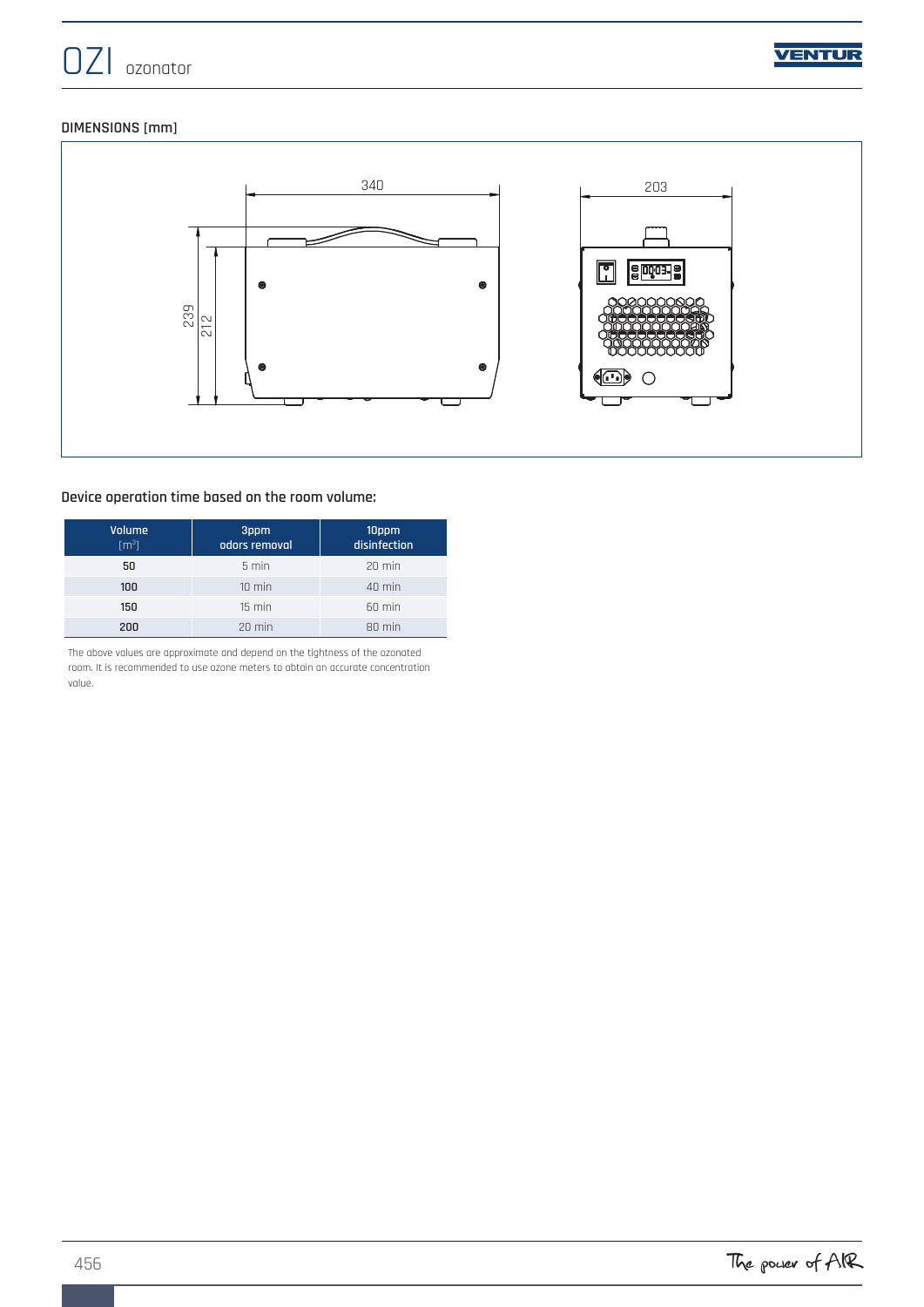## DIMENSIONS [mm]

340

203

239

212

## Device operation time based on the room volume:

| Volume [m³] | 3ppm odors removal | 10ppm disinfection |
|---|---|---|
| 50 | 5 min | 20 min |
| 100 | 10 min | 40 min |
| 150 | 15 min | 60 min |
| 200 | 20 min | 80 min |

The above values are approximate and depend on the tightness of the ozonated room. It is recommended to use ozone meters to obtain an accurate concentration value.